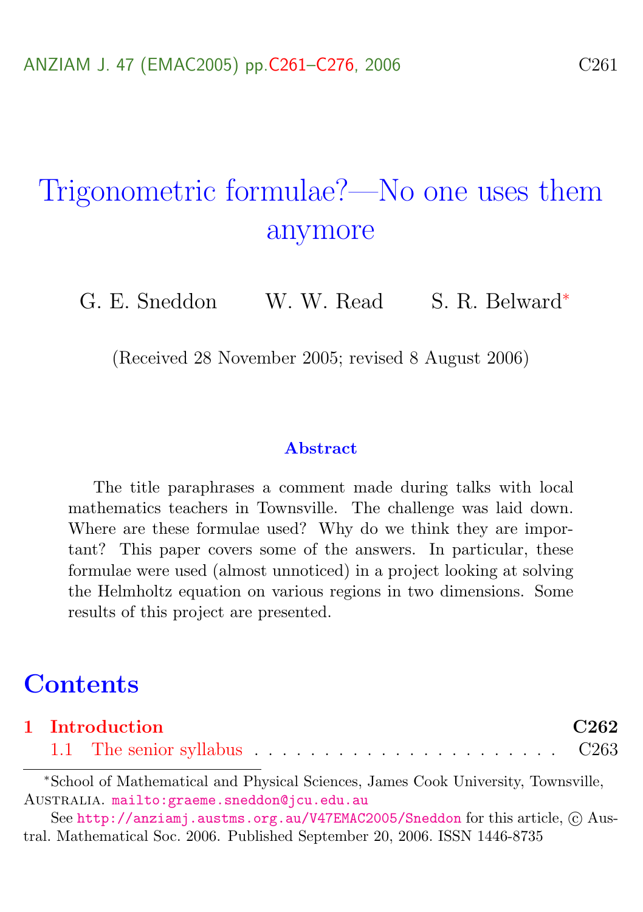# Trigonometric formulae?—No one uses them anymore

G. E. Sneddon  W. W. Read  S. R. Belward[*]

(Received 28 November 2005; revised 8 August 2006)

### Abstract

The title paraphrases a comment made during talks with local mathematics teachers in Townsville. The challenge was laid down. Where are these formulae used? Why do we think they are important? This paper covers some of the answers. In particular, these formulae were used (almost unnoticed) in a project looking at solving the Helmholtz equation on various regions in two dimensions. Some results of this project are presented.

## Contents

**1 Introduction** **C262**

  1.1 The senior syllabus . . . . . . . . . . . . . . . . . . . . . . C263

---

[*] School of Mathematical and Physical Sciences, James Cook University, Townsville, Australia. mailto:graeme.sneddon@jcu.edu.au

See http://anziamj.austms.org.au/V47EMAC2005/Sneddon for this article, © Austral. Mathematical Soc. 2006. Published September 20, 2006. ISSN 1446-8735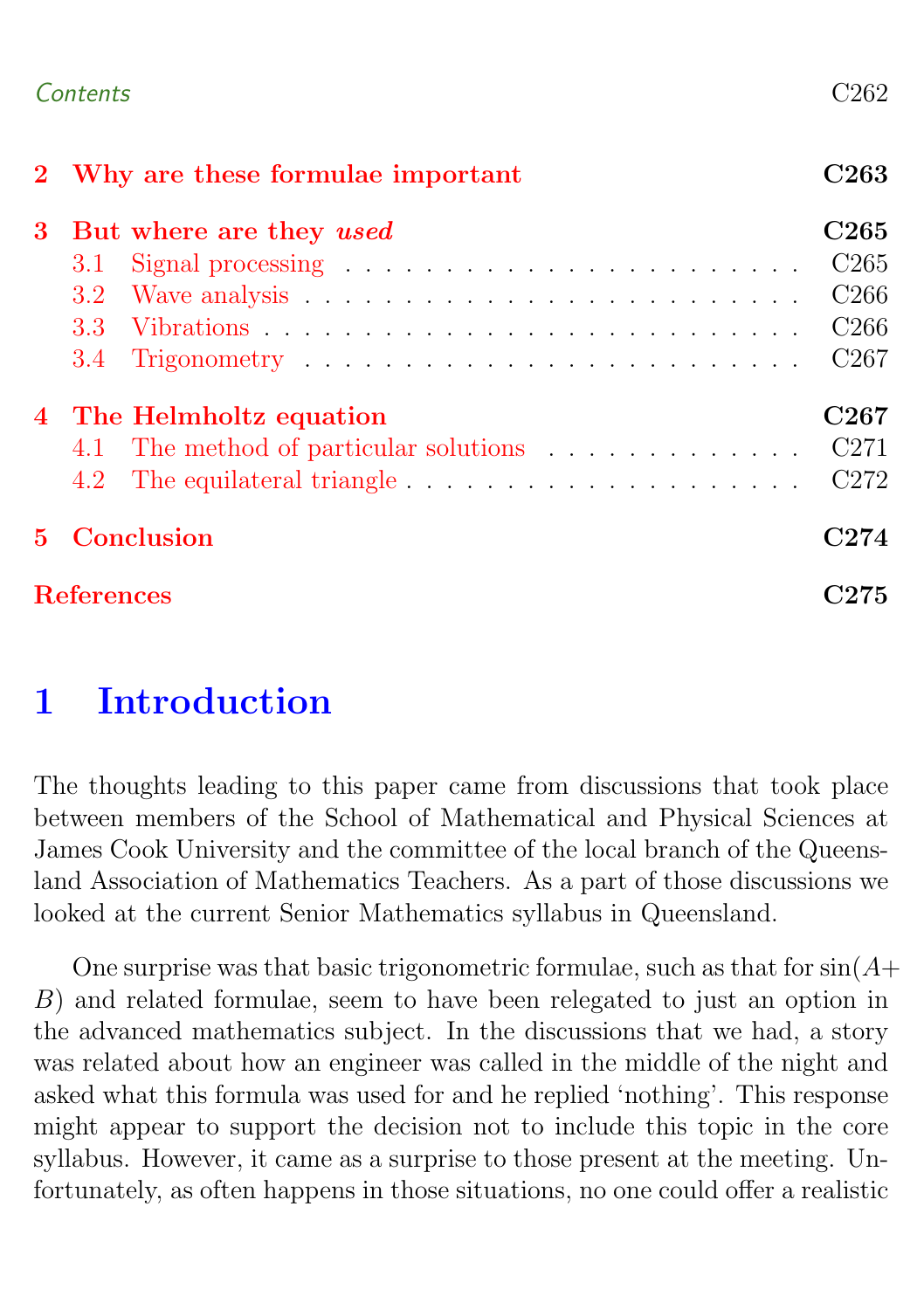| | | |
|---|---|---|
| **2** | **Why are these formulae important** | **C263** |
| **3** | **But where are they *used*** | **C265** |
| 3.1 | Signal processing | C265 |
| 3.2 | Wave analysis | C266 |
| 3.3 | Vibrations | C266 |
| 3.4 | Trigonometry | C267 |
| **4** | **The Helmholtz equation** | **C267** |
| 4.1 | The method of particular solutions | C271 |
| 4.2 | The equilateral triangle | C272 |
| **5** | **Conclusion** | **C274** |
| | **References** | **C275** |

# 1 Introduction

The thoughts leading to this paper came from discussions that took place between members of the School of Mathematical and Physical Sciences at James Cook University and the committee of the local branch of the Queensland Association of Mathematics Teachers. As a part of those discussions we looked at the current Senior Mathematics syllabus in Queensland.

One surprise was that basic trigonometric formulae, such as that for $\sin(A+B)$ and related formulae, seem to have been relegated to just an option in the advanced mathematics subject. In the discussions that we had, a story was related about how an engineer was called in the middle of the night and asked what this formula was used for and he replied 'nothing'. This response might appear to support the decision not to include this topic in the core syllabus. However, it came as a surprise to those present at the meeting. Unfortunately, as often happens in those situations, no one could offer a realistic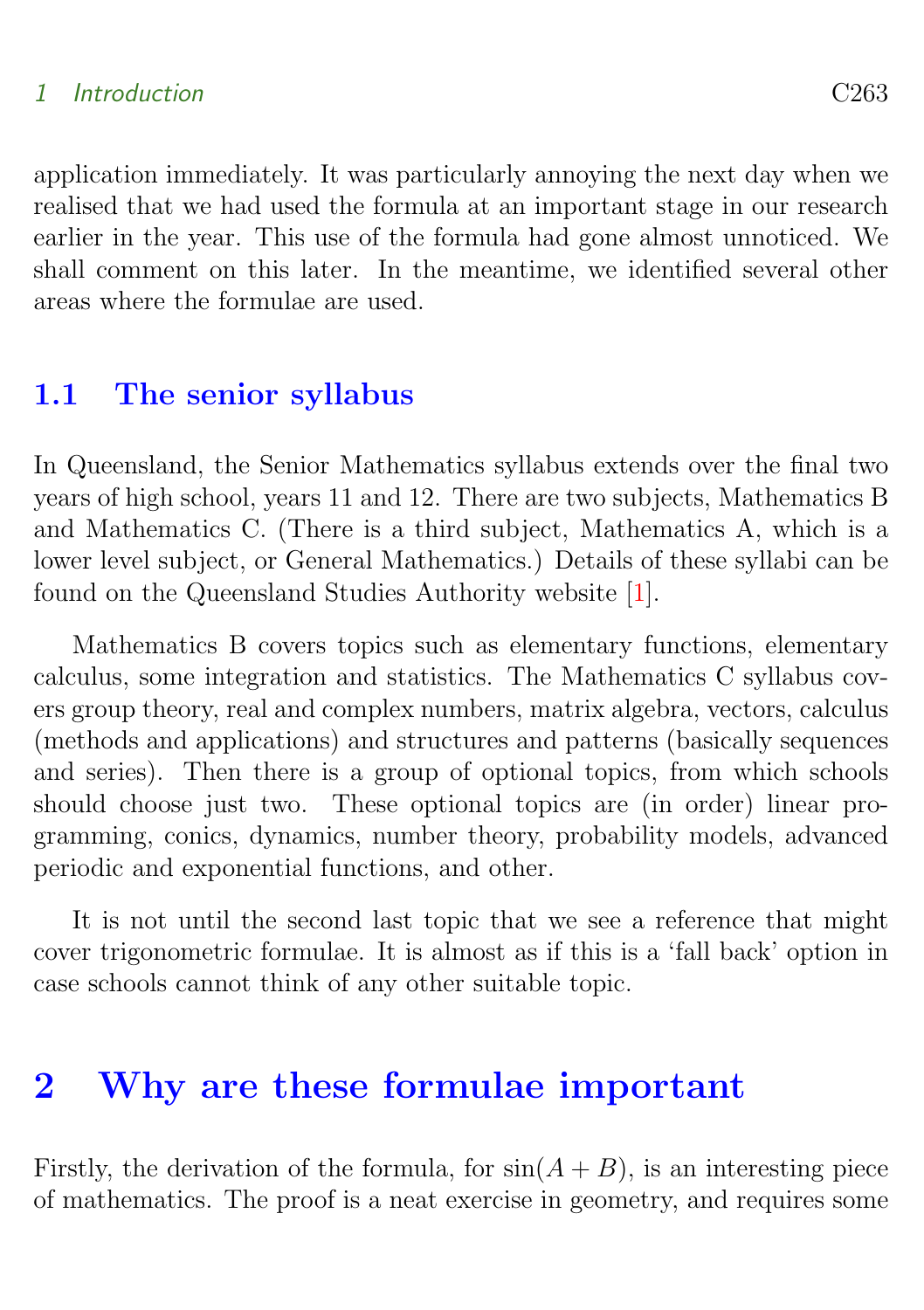application immediately. It was particularly annoying the next day when we realised that we had used the formula at an important stage in our research earlier in the year. This use of the formula had gone almost unnoticed. We shall comment on this later. In the meantime, we identified several other areas where the formulae are used.

### 1.1 The senior syllabus

In Queensland, the Senior Mathematics syllabus extends over the final two years of high school, years 11 and 12. There are two subjects, Mathematics B and Mathematics C. (There is a third subject, Mathematics A, which is a lower level subject, or General Mathematics.) Details of these syllabi can be found on the Queensland Studies Authority website [1].

Mathematics B covers topics such as elementary functions, elementary calculus, some integration and statistics. The Mathematics C syllabus covers group theory, real and complex numbers, matrix algebra, vectors, calculus (methods and applications) and structures and patterns (basically sequences and series). Then there is a group of optional topics, from which schools should choose just two. These optional topics are (in order) linear programming, conics, dynamics, number theory, probability models, advanced periodic and exponential functions, and other.

It is not until the second last topic that we see a reference that might cover trigonometric formulae. It is almost as if this is a 'fall back' option in case schools cannot think of any other suitable topic.

## 2 Why are these formulae important

Firstly, the derivation of the formula, for $\sin(A + B)$, is an interesting piece of mathematics. The proof is a neat exercise in geometry, and requires some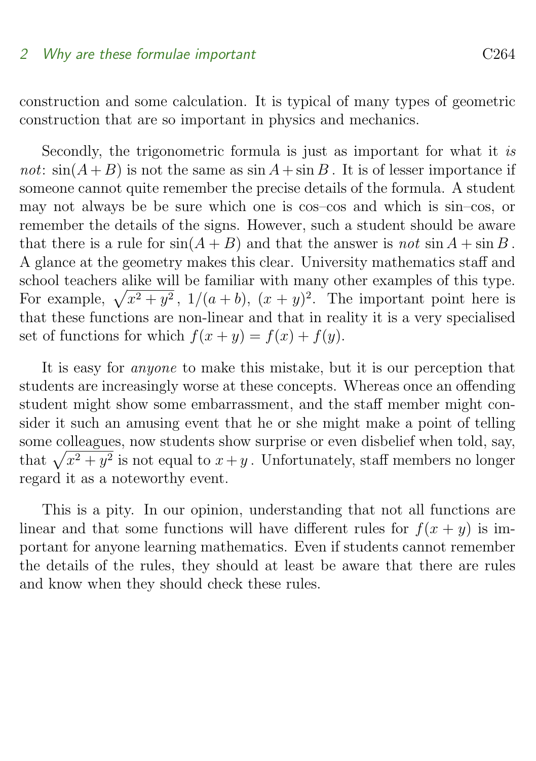construction and some calculation. It is typical of many types of geometric construction that are so important in physics and mechanics.

Secondly, the trigonometric formula is just as important for what it *is not*: $\sin(A+B)$ is not the same as $\sin A + \sin B$. It is of lesser importance if someone cannot quite remember the precise details of the formula. A student may not always be be sure which one is cos–cos and which is sin–cos, or remember the details of the signs. However, such a student should be aware that there is a rule for $\sin(A+B)$ and that the answer is *not* $\sin A + \sin B$. A glance at the geometry makes this clear. University mathematics staff and school teachers alike will be familiar with many other examples of this type. For example, $\sqrt{x^2+y^2}$, $1/(a+b)$, $(x+y)^2$. The important point here is that these functions are non-linear and that in reality it is a very specialised set of functions for which $f(x+y) = f(x) + f(y)$.

It is easy for *anyone* to make this mistake, but it is our perception that students are increasingly worse at these concepts. Whereas once an offending student might show some embarrassment, and the staff member might consider it such an amusing event that he or she might make a point of telling some colleagues, now students show surprise or even disbelief when told, say, that $\sqrt{x^2+y^2}$ is not equal to $x+y$. Unfortunately, staff members no longer regard it as a noteworthy event.

This is a pity. In our opinion, understanding that not all functions are linear and that some functions will have different rules for $f(x+y)$ is important for anyone learning mathematics. Even if students cannot remember the details of the rules, they should at least be aware that there are rules and know when they should check these rules.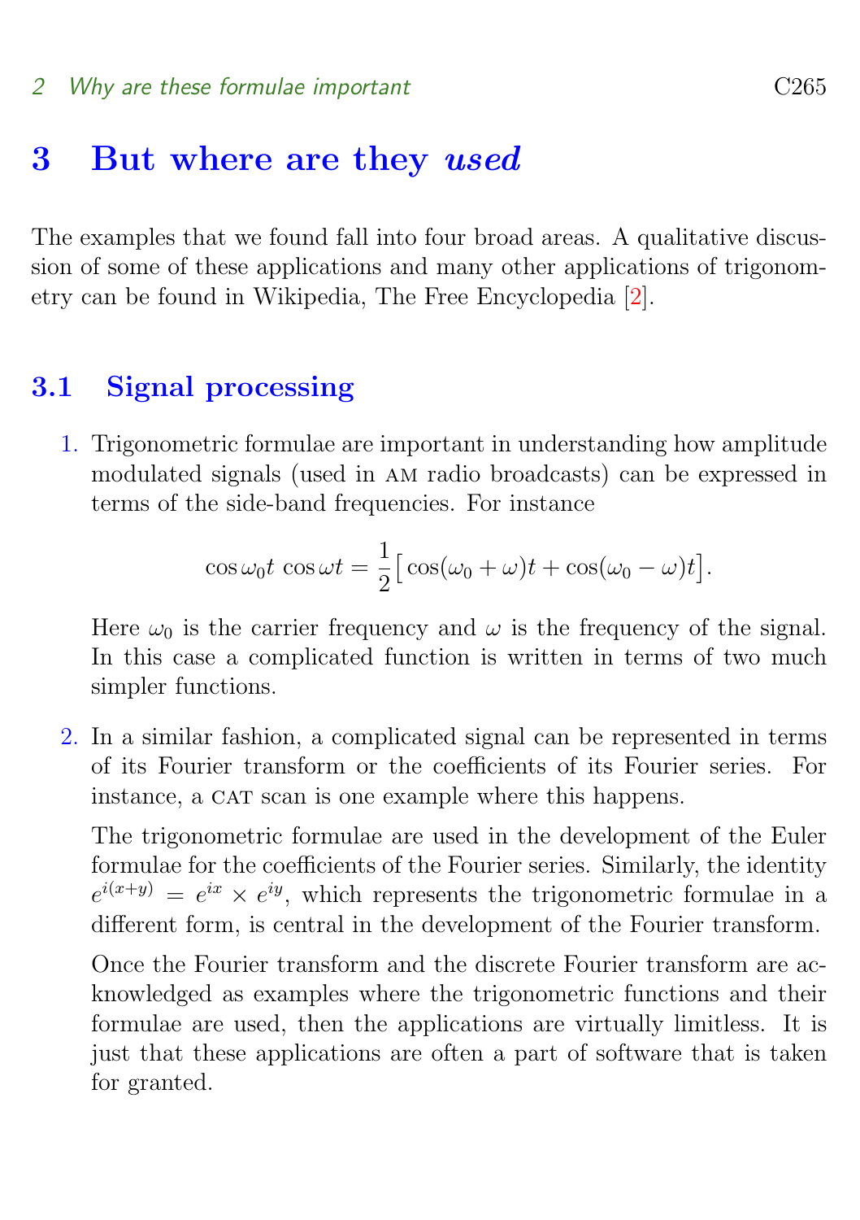# 3 But where are they *used*

The examples that we found fall into four broad areas. A qualitative discussion of some of these applications and many other applications of trigonometry can be found in Wikipedia, The Free Encyclopedia [2].

## 3.1 Signal processing

1. Trigonometric formulae are important in understanding how amplitude modulated signals (used in AM radio broadcasts) can be expressed in terms of the side-band frequencies. For instance

$$\cos\omega_0 t\,\cos\omega t = \frac{1}{2}\big[\cos(\omega_0+\omega)t + \cos(\omega_0-\omega)t\big].$$

   Here $\omega_0$ is the carrier frequency and $\omega$ is the frequency of the signal. In this case a complicated function is written in terms of two much simpler functions.

2. In a similar fashion, a complicated signal can be represented in terms of its Fourier transform or the coefficients of its Fourier series. For instance, a CAT scan is one example where this happens.

   The trigonometric formulae are used in the development of the Euler formulae for the coefficients of the Fourier series. Similarly, the identity $e^{i(x+y)} = e^{ix} \times e^{iy}$, which represents the trigonometric formulae in a different form, is central in the development of the Fourier transform.

   Once the Fourier transform and the discrete Fourier transform are acknowledged as examples where the trigonometric functions and their formulae are used, then the applications are virtually limitless. It is just that these applications are often a part of software that is taken for granted.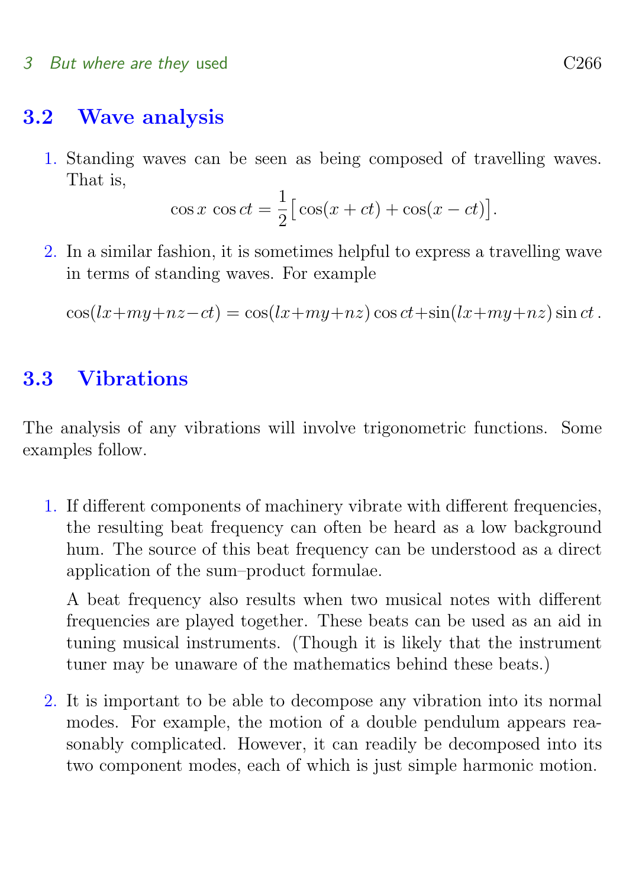## 3.2 Wave analysis

1. Standing waves can be seen as being composed of travelling waves. That is,
$$\cos x \, \cos ct = \frac{1}{2}\big[\cos(x+ct) + \cos(x-ct)\big].$$

2. In a similar fashion, it is sometimes helpful to express a travelling wave in terms of standing waves. For example
$$\cos(lx+my+nz-ct) = \cos(lx+my+nz)\cos ct + \sin(lx+my+nz)\sin ct\,.$$

## 3.3 Vibrations

The analysis of any vibrations will involve trigonometric functions. Some examples follow.

1. If different components of machinery vibrate with different frequencies, the resulting beat frequency can often be heard as a low background hum. The source of this beat frequency can be understood as a direct application of the sum–product formulae.

   A beat frequency also results when two musical notes with different frequencies are played together. These beats can be used as an aid in tuning musical instruments. (Though it is likely that the instrument tuner may be unaware of the mathematics behind these beats.)

2. It is important to be able to decompose any vibration into its normal modes. For example, the motion of a double pendulum appears reasonably complicated. However, it can readily be decomposed into its two component modes, each of which is just simple harmonic motion.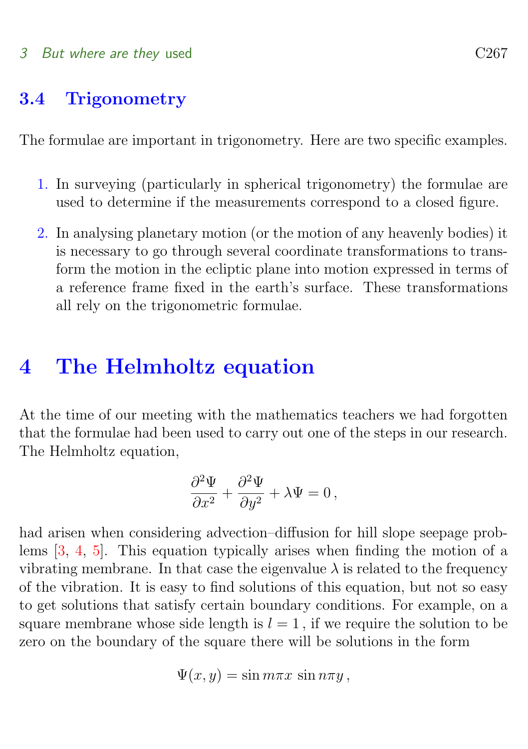### 3.4 Trigonometry

The formulae are important in trigonometry. Here are two specific examples.

1. In surveying (particularly in spherical trigonometry) the formulae are used to determine if the measurements correspond to a closed figure.
2. In analysing planetary motion (or the motion of any heavenly bodies) it is necessary to go through several coordinate transformations to transform the motion in the ecliptic plane into motion expressed in terms of a reference frame fixed in the earth's surface. These transformations all rely on the trigonometric formulae.

## 4 The Helmholtz equation

At the time of our meeting with the mathematics teachers we had forgotten that the formulae had been used to carry out one of the steps in our research. The Helmholtz equation,

$$\frac{\partial^2 \Psi}{\partial x^2} + \frac{\partial^2 \Psi}{\partial y^2} + \lambda \Psi = 0 \,,$$

had arisen when considering advection–diffusion for hill slope seepage problems [3, 4, 5]. This equation typically arises when finding the motion of a vibrating membrane. In that case the eigenvalue $\lambda$ is related to the frequency of the vibration. It is easy to find solutions of this equation, but not so easy to get solutions that satisfy certain boundary conditions. For example, on a square membrane whose side length is $l = 1$, if we require the solution to be zero on the boundary of the square there will be solutions in the form

$$\Psi(x, y) = \sin m\pi x \, \sin n\pi y \,,$$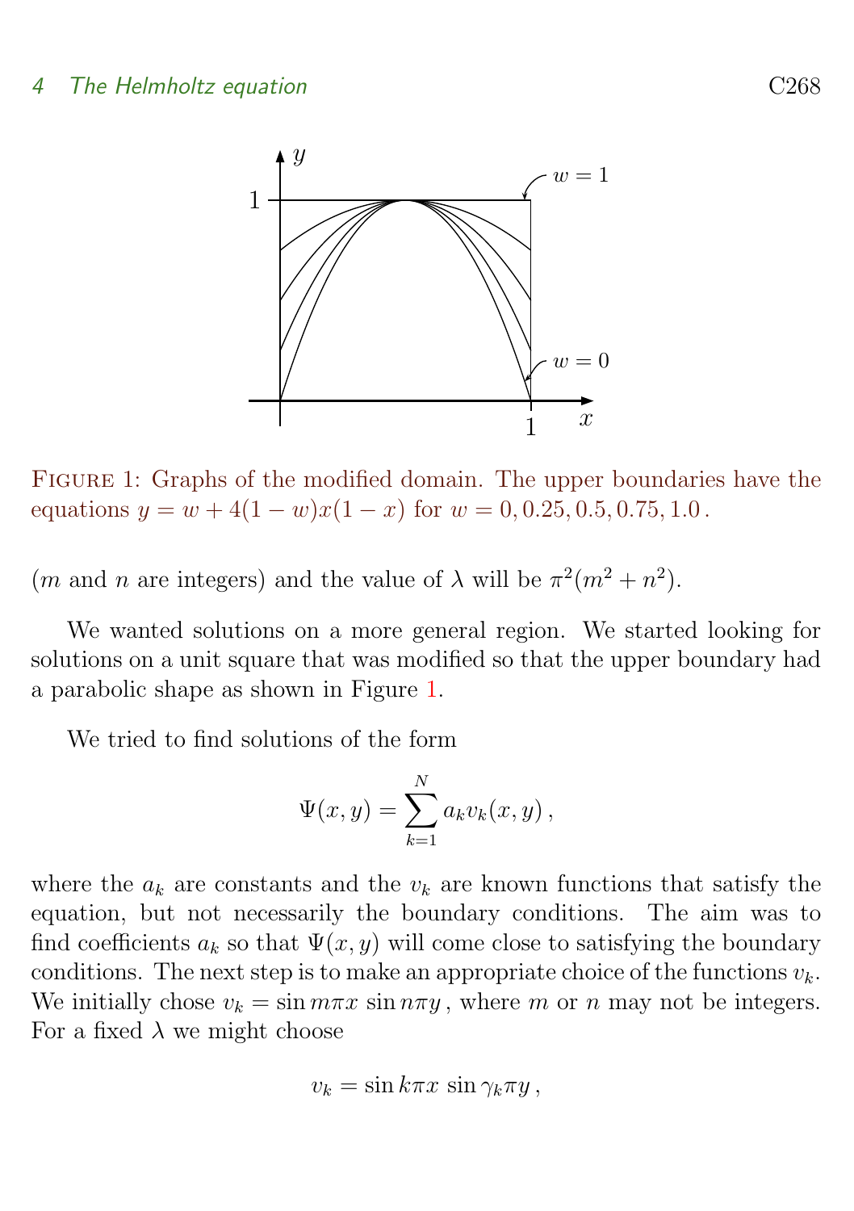FIGURE 1: Graphs of the modified domain. The upper boundaries have the equations $y = w + 4(1 - w)x(1 - x)$ for $w = 0, 0.25, 0.5, 0.75, 1.0$.

($m$ and $n$ are integers) and the value of $\lambda$ will be $\pi^2(m^2 + n^2)$.

We wanted solutions on a more general region. We started looking for solutions on a unit square that was modified so that the upper boundary had a parabolic shape as shown in Figure 1.

We tried to find solutions of the form

$$\Psi(x, y) = \sum_{k=1}^{N} a_k v_k(x, y)\,,$$

where the $a_k$ are constants and the $v_k$ are known functions that satisfy the equation, but not necessarily the boundary conditions. The aim was to find coefficients $a_k$ so that $\Psi(x, y)$ will come close to satisfying the boundary conditions. The next step is to make an appropriate choice of the functions $v_k$. We initially chose $v_k = \sin m\pi x \, \sin n\pi y$, where $m$ or $n$ may not be integers. For a fixed $\lambda$ we might choose

$$v_k = \sin k\pi x \, \sin \gamma_k \pi y\,,$$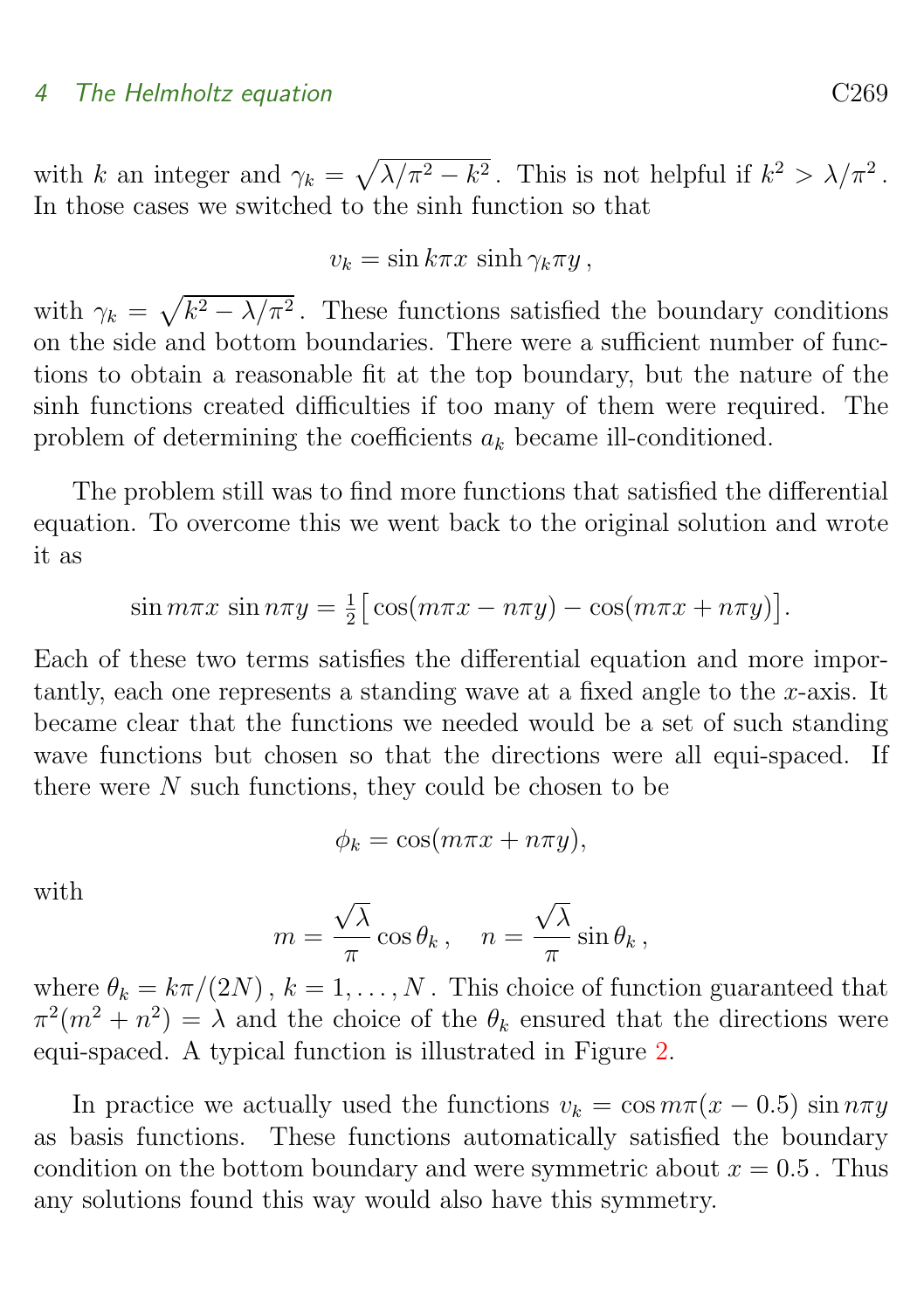with $k$ an integer and $\gamma_k = \sqrt{\lambda/\pi^2 - k^2}$. This is not helpful if $k^2 > \lambda/\pi^2$. In those cases we switched to the sinh function so that

$$v_k = \sin k\pi x \, \sinh \gamma_k \pi y \,,$$

with $\gamma_k = \sqrt{k^2 - \lambda/\pi^2}$. These functions satisfied the boundary conditions on the side and bottom boundaries. There were a sufficient number of functions to obtain a reasonable fit at the top boundary, but the nature of the sinh functions created difficulties if too many of them were required. The problem of determining the coefficients $a_k$ became ill-conditioned.

The problem still was to find more functions that satisfied the differential equation. To overcome this we went back to the original solution and wrote it as

$$\sin m\pi x \, \sin n\pi y = \tfrac{1}{2}\big[\cos(m\pi x - n\pi y) - \cos(m\pi x + n\pi y)\big].$$

Each of these two terms satisfies the differential equation and more importantly, each one represents a standing wave at a fixed angle to the $x$-axis. It became clear that the functions we needed would be a set of such standing wave functions but chosen so that the directions were all equi-spaced. If there were $N$ such functions, they could be chosen to be

$$\phi_k = \cos(m\pi x + n\pi y),$$

with

$$m = \frac{\sqrt{\lambda}}{\pi}\cos\theta_k \,, \quad n = \frac{\sqrt{\lambda}}{\pi}\sin\theta_k \,,$$

where $\theta_k = k\pi/(2N)$, $k = 1, \ldots, N$. This choice of function guaranteed that $\pi^2(m^2 + n^2) = \lambda$ and the choice of the $\theta_k$ ensured that the directions were equi-spaced. A typical function is illustrated in Figure 2.

In practice we actually used the functions $v_k = \cos m\pi(x - 0.5) \sin n\pi y$ as basis functions. These functions automatically satisfied the boundary condition on the bottom boundary and were symmetric about $x = 0.5$. Thus any solutions found this way would also have this symmetry.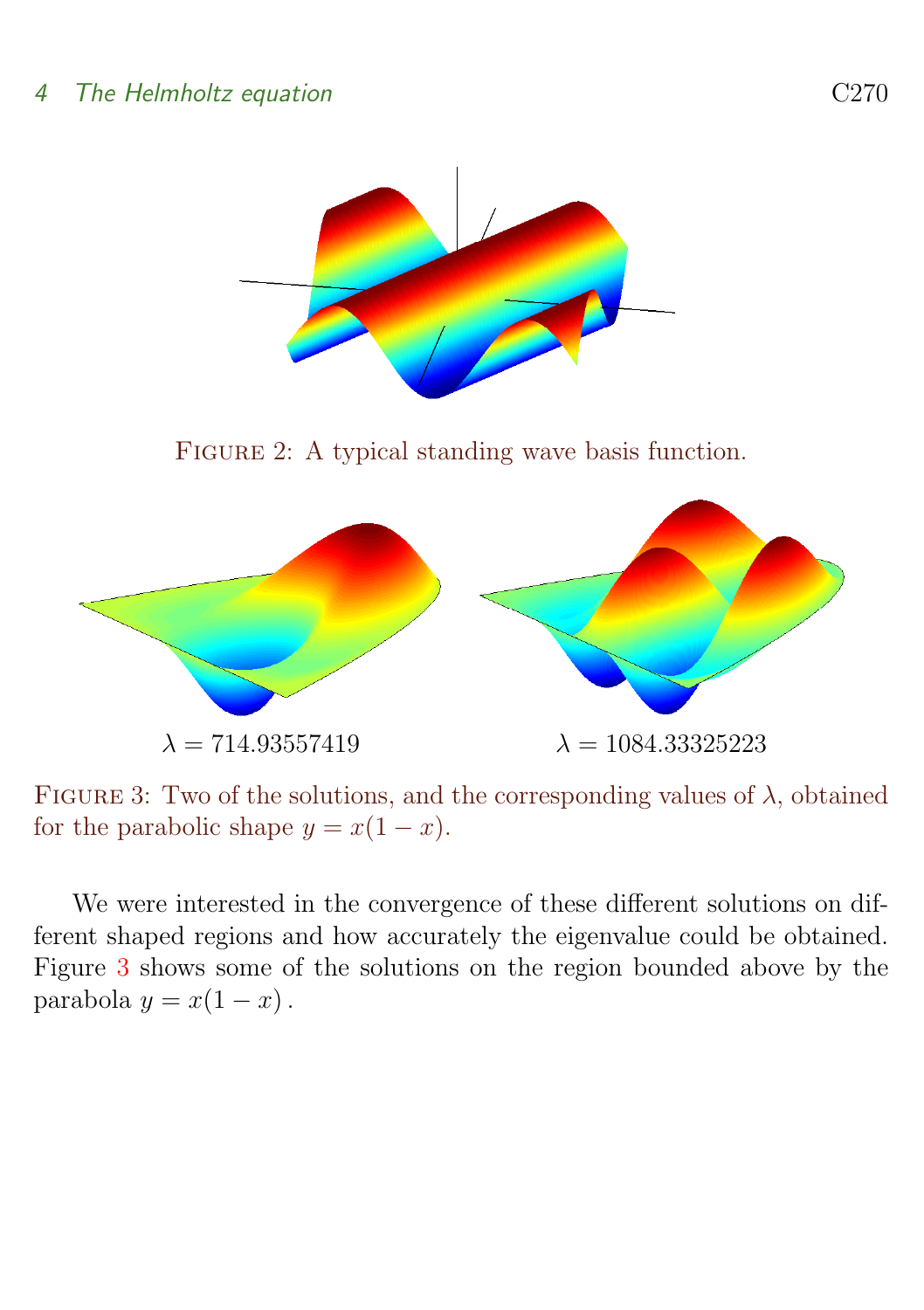FIGURE 2: A typical standing wave basis function.

$\lambda = 714.93557419$ $\lambda = 1084.33325223$

FIGURE 3: Two of the solutions, and the corresponding values of $\lambda$, obtained for the parabolic shape $y = x(1 - x)$.

We were interested in the convergence of these different solutions on different shaped regions and how accurately the eigenvalue could be obtained. Figure 3 shows some of the solutions on the region bounded above by the parabola $y = x(1 - x)$.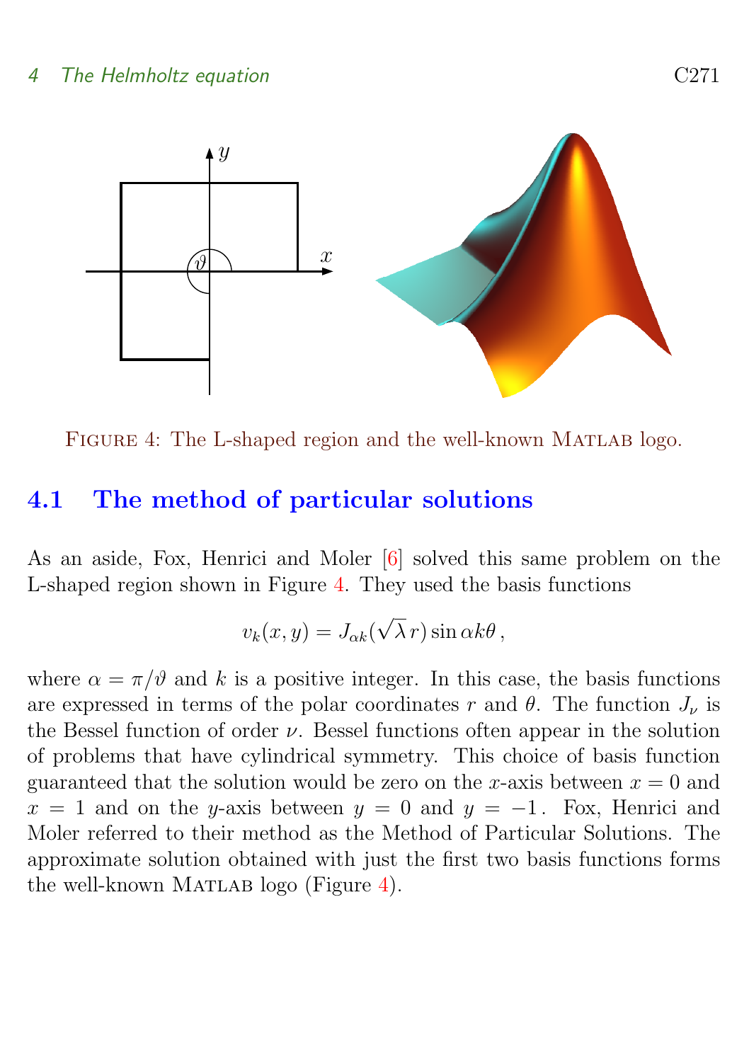FIGURE 4: The L-shaped region and the well-known MATLAB logo.

## 4.1 The method of particular solutions

As an aside, Fox, Henrici and Moler [6] solved this same problem on the L-shaped region shown in Figure 4. They used the basis functions

$$v_k(x, y) = J_{\alpha k}(\sqrt{\lambda}\, r) \sin \alpha k \theta \,,$$

where $\alpha = \pi/\vartheta$ and $k$ is a positive integer. In this case, the basis functions are expressed in terms of the polar coordinates $r$ and $\theta$. The function $J_\nu$ is the Bessel function of order $\nu$. Bessel functions often appear in the solution of problems that have cylindrical symmetry. This choice of basis function guaranteed that the solution would be zero on the $x$-axis between $x = 0$ and $x = 1$ and on the $y$-axis between $y = 0$ and $y = -1$. Fox, Henrici and Moler referred to their method as the Method of Particular Solutions. The approximate solution obtained with just the first two basis functions forms the well-known MATLAB logo (Figure 4).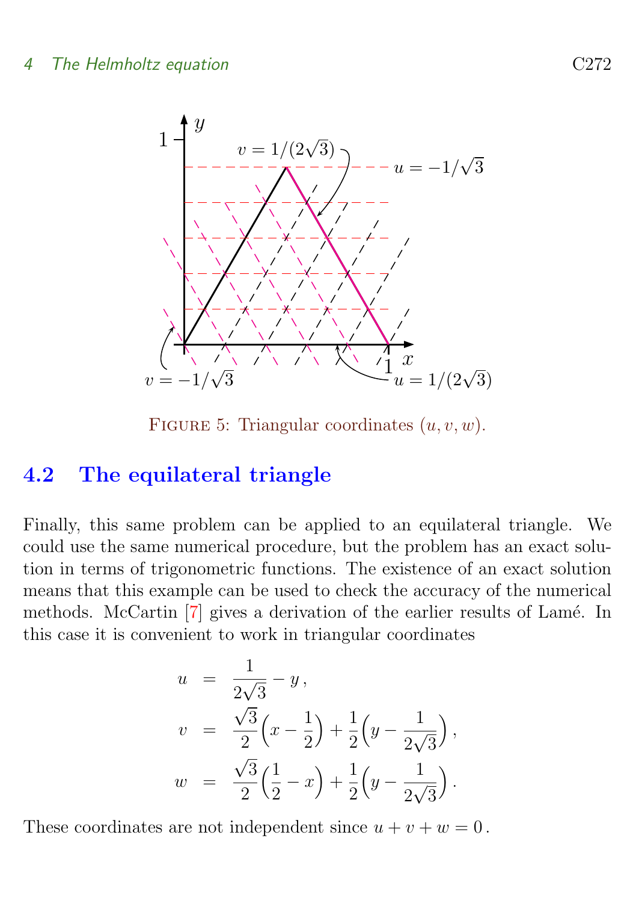Figure 5: Triangular coordinates $(u, v, w)$.

## 4.2 The equilateral triangle

Finally, this same problem can be applied to an equilateral triangle. We could use the same numerical procedure, but the problem has an exact solution in terms of trigonometric functions. The existence of an exact solution means that this example can be used to check the accuracy of the numerical methods. McCartin [7] gives a derivation of the earlier results of Lamé. In this case it is convenient to work in triangular coordinates

$$
\begin{aligned}
u &= \frac{1}{2\sqrt{3}} - y \,, \\
v &= \frac{\sqrt{3}}{2}\Big(x - \frac{1}{2}\Big) + \frac{1}{2}\Big(y - \frac{1}{2\sqrt{3}}\Big) \,, \\
w &= \frac{\sqrt{3}}{2}\Big(\frac{1}{2} - x\Big) + \frac{1}{2}\Big(y - \frac{1}{2\sqrt{3}}\Big) \,.
\end{aligned}
$$

These coordinates are not independent since $u + v + w = 0$.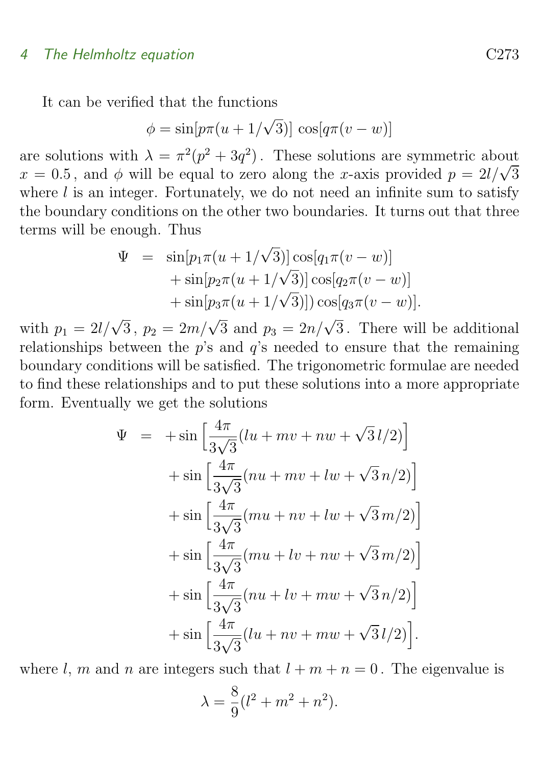It can be verified that the functions

$$\phi = \sin[p\pi(u + 1/\sqrt{3})]\,\cos[q\pi(v - w)]$$

are solutions with $\lambda = \pi^2(p^2 + 3q^2)$. These solutions are symmetric about $x = 0.5$, and $\phi$ will be equal to zero along the $x$-axis provided $p = 2l/\sqrt{3}$ where $l$ is an integer. Fortunately, we do not need an infinite sum to satisfy the boundary conditions on the other two boundaries. It turns out that three terms will be enough. Thus

$$\begin{aligned}
\Psi \;=\;& \sin[p_1\pi(u + 1/\sqrt{3})]\cos[q_1\pi(v - w)] \\
& + \sin[p_2\pi(u + 1/\sqrt{3})]\cos[q_2\pi(v - w)] \\
& + \sin[p_3\pi(u + 1/\sqrt{3})])\cos[q_3\pi(v - w)].
\end{aligned}$$

with $p_1 = 2l/\sqrt{3}$, $p_2 = 2m/\sqrt{3}$ and $p_3 = 2n/\sqrt{3}$. There will be additional relationships between the $p$'s and $q$'s needed to ensure that the remaining boundary conditions will be satisfied. The trigonometric formulae are needed to find these relationships and to put these solutions into a more appropriate form. Eventually we get the solutions

$$\begin{aligned}
\Psi \;=\;& +\sin\Big[\frac{4\pi}{3\sqrt{3}}(lu + mv + nw + \sqrt{3}\,l/2)\Big] \\
& + \sin\Big[\frac{4\pi}{3\sqrt{3}}(nu + mv + lw + \sqrt{3}\,n/2)\Big] \\
& + \sin\Big[\frac{4\pi}{3\sqrt{3}}(mu + nv + lw + \sqrt{3}\,m/2)\Big] \\
& + \sin\Big[\frac{4\pi}{3\sqrt{3}}(mu + lv + nw + \sqrt{3}\,m/2)\Big] \\
& + \sin\Big[\frac{4\pi}{3\sqrt{3}}(nu + lv + mw + \sqrt{3}\,n/2)\Big] \\
& + \sin\Big[\frac{4\pi}{3\sqrt{3}}(lu + nv + mw + \sqrt{3}\,l/2)\Big].
\end{aligned}$$

where $l$, $m$ and $n$ are integers such that $l + m + n = 0$. The eigenvalue is

$$\lambda = \frac{8}{9}(l^2 + m^2 + n^2).$$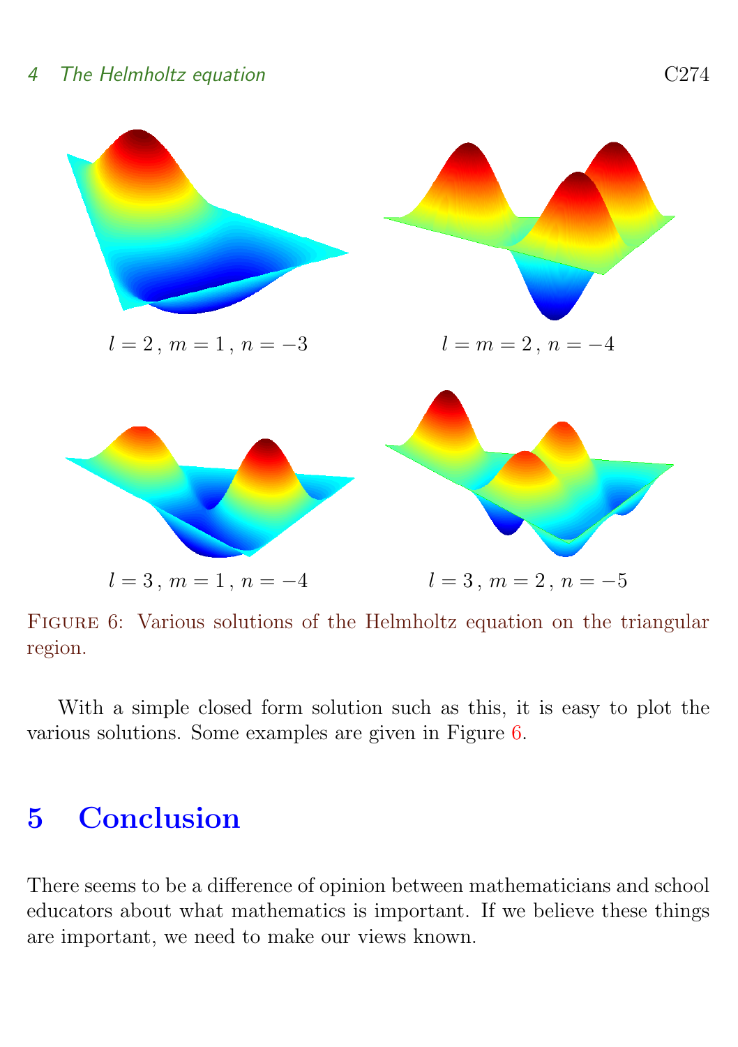$l = 2\,,\ m = 1\,,\ n = -3$

$l = m = 2\,,\ n = -4$

$l = 3\,,\ m = 1\,,\ n = -4$

$l = 3\,,\ m = 2\,,\ n = -5$

Figure 6: Various solutions of the Helmholtz equation on the triangular region.

With a simple closed form solution such as this, it is easy to plot the various solutions. Some examples are given in Figure 6.

# 5 Conclusion

There seems to be a difference of opinion between mathematicians and school educators about what mathematics is important. If we believe these things are important, we need to make our views known.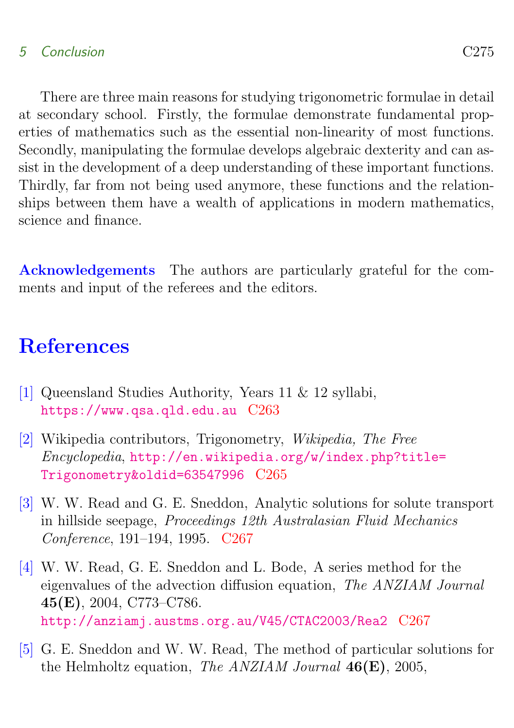There are three main reasons for studying trigonometric formulae in detail at secondary school. Firstly, the formulae demonstrate fundamental properties of mathematics such as the essential non-linearity of most functions. Secondly, manipulating the formulae develops algebraic dexterity and can assist in the development of a deep understanding of these important functions. Thirdly, far from not being used anymore, these functions and the relationships between them have a wealth of applications in modern mathematics, science and finance.

**Acknowledgements** The authors are particularly grateful for the comments and input of the referees and the editors.

# References

[1] Queensland Studies Authority, Years 11 & 12 syllabi, https://www.qsa.qld.edu.au C263

[2] Wikipedia contributors, Trigonometry, *Wikipedia, The Free Encyclopedia*, http://en.wikipedia.org/w/index.php?title=Trigonometry&oldid=63547996 C265

[3] W. W. Read and G. E. Sneddon, Analytic solutions for solute transport in hillside seepage, *Proceedings 12th Australasian Fluid Mechanics Conference*, 191–194, 1995. C267

[4] W. W. Read, G. E. Sneddon and L. Bode, A series method for the eigenvalues of the advection diffusion equation, *The ANZIAM Journal* **45(E)**, 2004, C773–C786. http://anziamj.austms.org.au/V45/CTAC2003/Rea2 C267

[5] G. E. Sneddon and W. W. Read, The method of particular solutions for the Helmholtz equation, *The ANZIAM Journal* **46(E)**, 2005,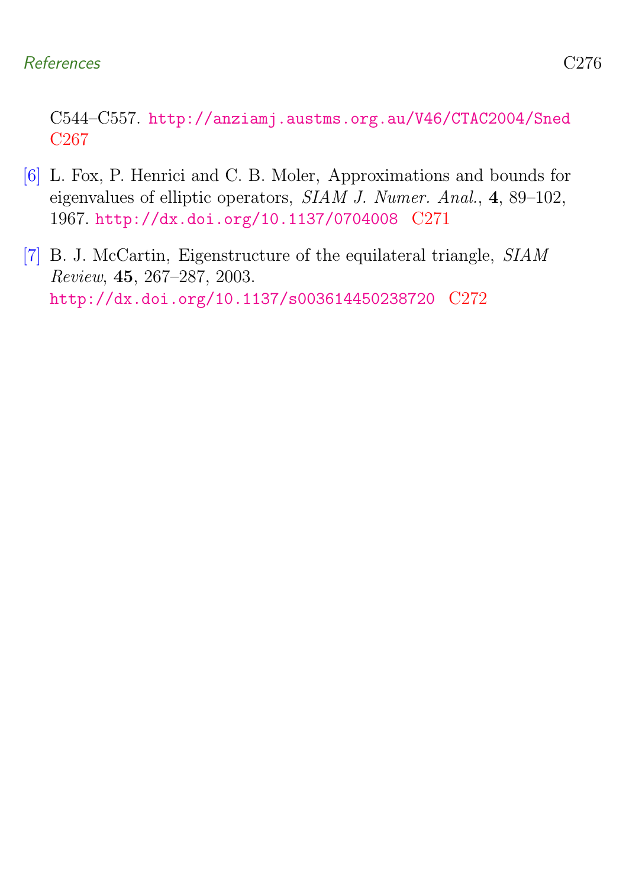C544–C557. http://anziamj.austms.org.au/V46/CTAC2004/Sned C267

[6] L. Fox, P. Henrici and C. B. Moler, Approximations and bounds for eigenvalues of elliptic operators, *SIAM J. Numer. Anal.*, **4**, 89–102, 1967. http://dx.doi.org/10.1137/0704008 C271

[7] B. J. McCartin, Eigenstructure of the equilateral triangle, *SIAM Review*, **45**, 267–287, 2003. http://dx.doi.org/10.1137/s003614450238720 C272